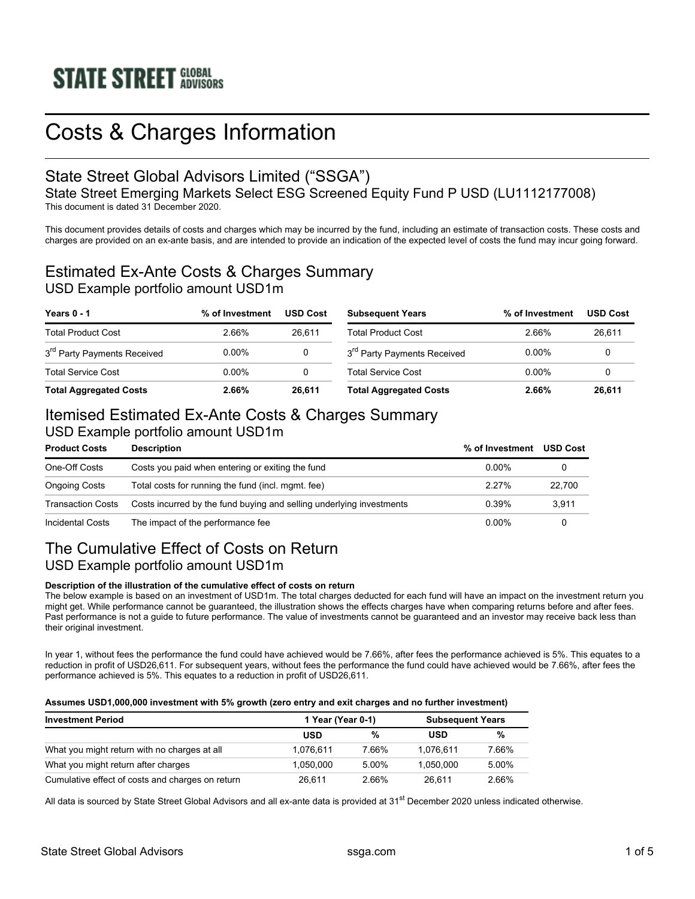STATE STREET GLOBAL ADVISORS

# Costs & Charges Information

## State Street Global Advisors Limited (“SSGA”)

### State Street Emerging Markets Select ESG Screened Equity Fund P USD (LU1112177008)

This document is dated 31 December 2020.

This document provides details of costs and charges which may be incurred by the fund, including an estimate of transaction costs. These costs and charges are provided on an ex-ante basis, and are intended to provide an indication of the expected level of costs the fund may incur going forward.

## Estimated Ex-Ante Costs & Charges Summary

### USD Example portfolio amount USD1m

| Years 0 - 1 | % of Investment | USD Cost |
|---|---|---|
| Total Product Cost | 2.66% | 26,611 |
| 3rd Party Payments Received | 0.00% | 0 |
| Total Service Cost | 0.00% | 0 |
| **Total Aggregated Costs** | **2.66%** | **26,611** |

| Subsequent Years | % of Investment | USD Cost |
|---|---|---|
| Total Product Cost | 2.66% | 26,611 |
| 3rd Party Payments Received | 0.00% | 0 |
| Total Service Cost | 0.00% | 0 |
| **Total Aggregated Costs** | **2.66%** | **26,611** |

## Itemised Estimated Ex-Ante Costs & Charges Summary

### USD Example portfolio amount USD1m

| Product Costs | Description | % of Investment | USD Cost |
|---|---|---|---|
| One-Off Costs | Costs you paid when entering or exiting the fund | 0.00% | 0 |
| Ongoing Costs | Total costs for running the fund (incl. mgmt. fee) | 2.27% | 22,700 |
| Transaction Costs | Costs incurred by the fund buying and selling underlying investments | 0.39% | 3,911 |
| Incidental Costs | The impact of the performance fee | 0.00% | 0 |

## The Cumulative Effect of Costs on Return

### USD Example portfolio amount USD1m

**Description of the illustration of the cumulative effect of costs on return**

The below example is based on an investment of USD1m. The total charges deducted for each fund will have an impact on the investment return you might get. While performance cannot be guaranteed, the illustration shows the effects charges have when comparing returns before and after fees. Past performance is not a guide to future performance. The value of investments cannot be guaranteed and an investor may receive back less than their original investment.

In year 1, without fees the performance the fund could have achieved would be 7.66%, after fees the performance achieved is 5%. This equates to a reduction in profit of USD26,611. For subsequent years, without fees the performance the fund could have achieved would be 7.66%, after fees the performance achieved is 5%. This equates to a reduction in profit of USD26,611.

**Assumes USD1,000,000 investment with 5% growth (zero entry and exit charges and no further investment)**

| Investment Period | 1 Year (Year 0-1) | | Subsequent Years | |
|---|---|---|---|---|
| | USD | % | USD | % |
| What you might return with no charges at all | 1,076,611 | 7.66% | 1,076,611 | 7.66% |
| What you might return after charges | 1,050,000 | 5.00% | 1,050,000 | 5.00% |
| Cumulative effect of costs and charges on return | 26,611 | 2.66% | 26,611 | 2.66% |

All data is sourced by State Street Global Advisors and all ex-ante data is provided at 31st December 2020 unless indicated otherwise.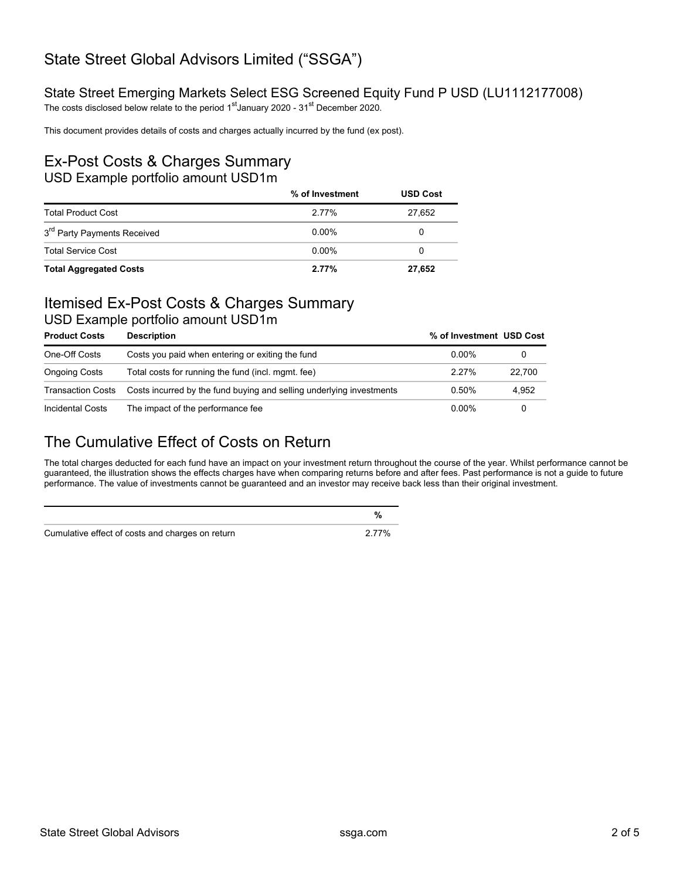# State Street Global Advisors Limited (“SSGA”)

## State Street Emerging Markets Select ESG Screened Equity Fund P USD (LU1112177008)

The costs disclosed below relate to the period 1st January 2020 - 31st December 2020.

This document provides details of costs and charges actually incurred by the fund (ex post).

## Ex-Post Costs & Charges Summary

### USD Example portfolio amount USD1m

| | % of Investment | USD Cost |
|---|---|---|
| Total Product Cost | 2.77% | 27,652 |
| 3rd Party Payments Received | 0.00% | 0 |
| Total Service Cost | 0.00% | 0 |
| **Total Aggregated Costs** | **2.77%** | **27,652** |

## Itemised Ex-Post Costs & Charges Summary

### USD Example portfolio amount USD1m

| Product Costs | Description | % of Investment | USD Cost |
|---|---|---|---|
| One-Off Costs | Costs you paid when entering or exiting the fund | 0.00% | 0 |
| Ongoing Costs | Total costs for running the fund (incl. mgmt. fee) | 2.27% | 22,700 |
| Transaction Costs | Costs incurred by the fund buying and selling underlying investments | 0.50% | 4,952 |
| Incidental Costs | The impact of the performance fee | 0.00% | 0 |

## The Cumulative Effect of Costs on Return

The total charges deducted for each fund have an impact on your investment return throughout the course of the year. Whilst performance cannot be guaranteed, the illustration shows the effects charges have when comparing returns before and after fees. Past performance is not a guide to future performance. The value of investments cannot be guaranteed and an investor may receive back less than their original investment.

| | % |
|---|---|
| Cumulative effect of costs and charges on return | 2.77% |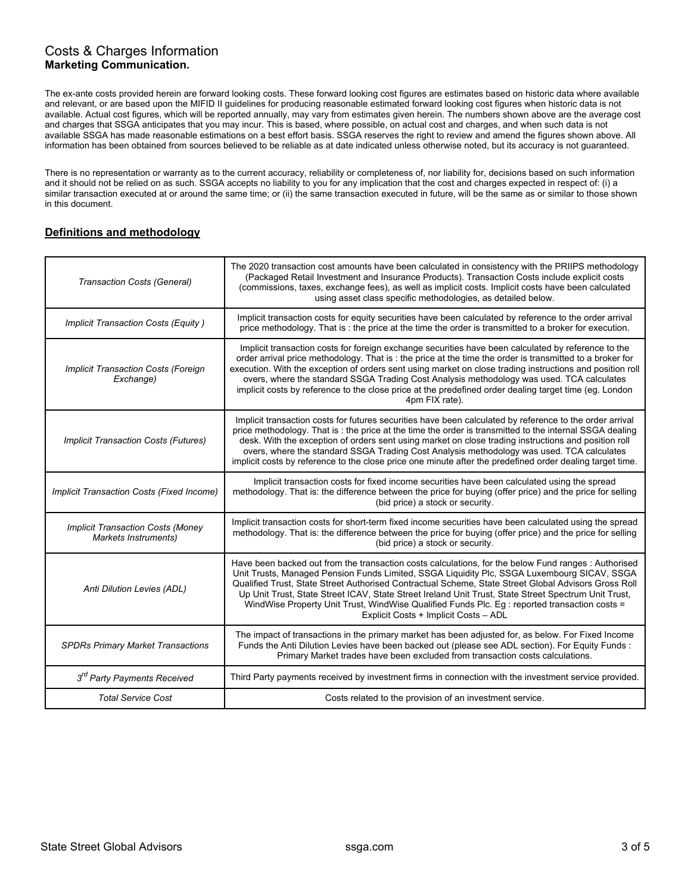# Costs & Charges Information

**Marketing Communication.**

The ex-ante costs provided herein are forward looking costs. These forward looking cost figures are estimates based on historic data where available and relevant, or are based upon the MIFID II guidelines for producing reasonable estimated forward looking cost figures when historic data is not available. Actual cost figures, which will be reported annually, may vary from estimates given herein. The numbers shown above are the average cost and charges that SSGA anticipates that you may incur. This is based, where possible, on actual cost and charges, and when such data is not available SSGA has made reasonable estimations on a best effort basis. SSGA reserves the right to review and amend the figures shown above. All information has been obtained from sources believed to be reliable as at date indicated unless otherwise noted, but its accuracy is not guaranteed.

There is no representation or warranty as to the current accuracy, reliability or completeness of, nor liability for, decisions based on such information and it should not be relied on as such. SSGA accepts no liability to you for any implication that the cost and charges expected in respect of: (i) a similar transaction executed at or around the same time; or (ii) the same transaction executed in future, will be the same as or similar to those shown in this document.

## Definitions and methodology

| | |
|---|---|
| *Transaction Costs (General)* | The 2020 transaction cost amounts have been calculated in consistency with the PRIIPS methodology (Packaged Retail Investment and Insurance Products). Transaction Costs include explicit costs (commissions, taxes, exchange fees), as well as implicit costs. Implicit costs have been calculated using asset class specific methodologies, as detailed below. |
| *Implicit Transaction Costs (Equity )* | Implicit transaction costs for equity securities have been calculated by reference to the order arrival price methodology. That is : the price at the time the order is transmitted to a broker for execution. |
| *Implicit Transaction Costs (Foreign Exchange)* | Implicit transaction costs for foreign exchange securities have been calculated by reference to the order arrival price methodology. That is : the price at the time the order is transmitted to a broker for execution. With the exception of orders sent using market on close trading instructions and position roll overs, where the standard SSGA Trading Cost Analysis methodology was used. TCA calculates implicit costs by reference to the close price at the predefined order dealing target time (eg. London 4pm FIX rate). |
| *Implicit Transaction Costs (Futures)* | Implicit transaction costs for futures securities have been calculated by reference to the order arrival price methodology. That is : the price at the time the order is transmitted to the internal SSGA dealing desk. With the exception of orders sent using market on close trading instructions and position roll overs, where the standard SSGA Trading Cost Analysis methodology was used. TCA calculates implicit costs by reference to the close price one minute after the predefined order dealing target time. |
| *Implicit Transaction Costs (Fixed Income)* | Implicit transaction costs for fixed income securities have been calculated using the spread methodology. That is: the difference between the price for buying (offer price) and the price for selling (bid price) a stock or security. |
| *Implicit Transaction Costs (Money Markets Instruments)* | Implicit transaction costs for short-term fixed income securities have been calculated using the spread methodology. That is: the difference between the price for buying (offer price) and the price for selling (bid price) a stock or security. |
| *Anti Dilution Levies (ADL)* | Have been backed out from the transaction costs calculations, for the below Fund ranges : Authorised Unit Trusts, Managed Pension Funds Limited, SSGA Liquidity Plc, SSGA Luxembourg SICAV, SSGA Qualified Trust, State Street Authorised Contractual Scheme, State Street Global Advisors Gross Roll Up Unit Trust, State Street ICAV, State Street Ireland Unit Trust, State Street Spectrum Unit Trust, WindWise Property Unit Trust, WindWise Qualified Funds Plc. Eg : reported transaction costs = Explicit Costs + Implicit Costs – ADL |
| *SPDRs Primary Market Transactions* | The impact of transactions in the primary market has been adjusted for, as below. For Fixed Income Funds the Anti Dilution Levies have been backed out (please see ADL section). For Equity Funds : Primary Market trades have been excluded from transaction costs calculations. |
| *3rd Party Payments Received* | Third Party payments received by investment firms in connection with the investment service provided. |
| *Total Service Cost* | Costs related to the provision of an investment service. |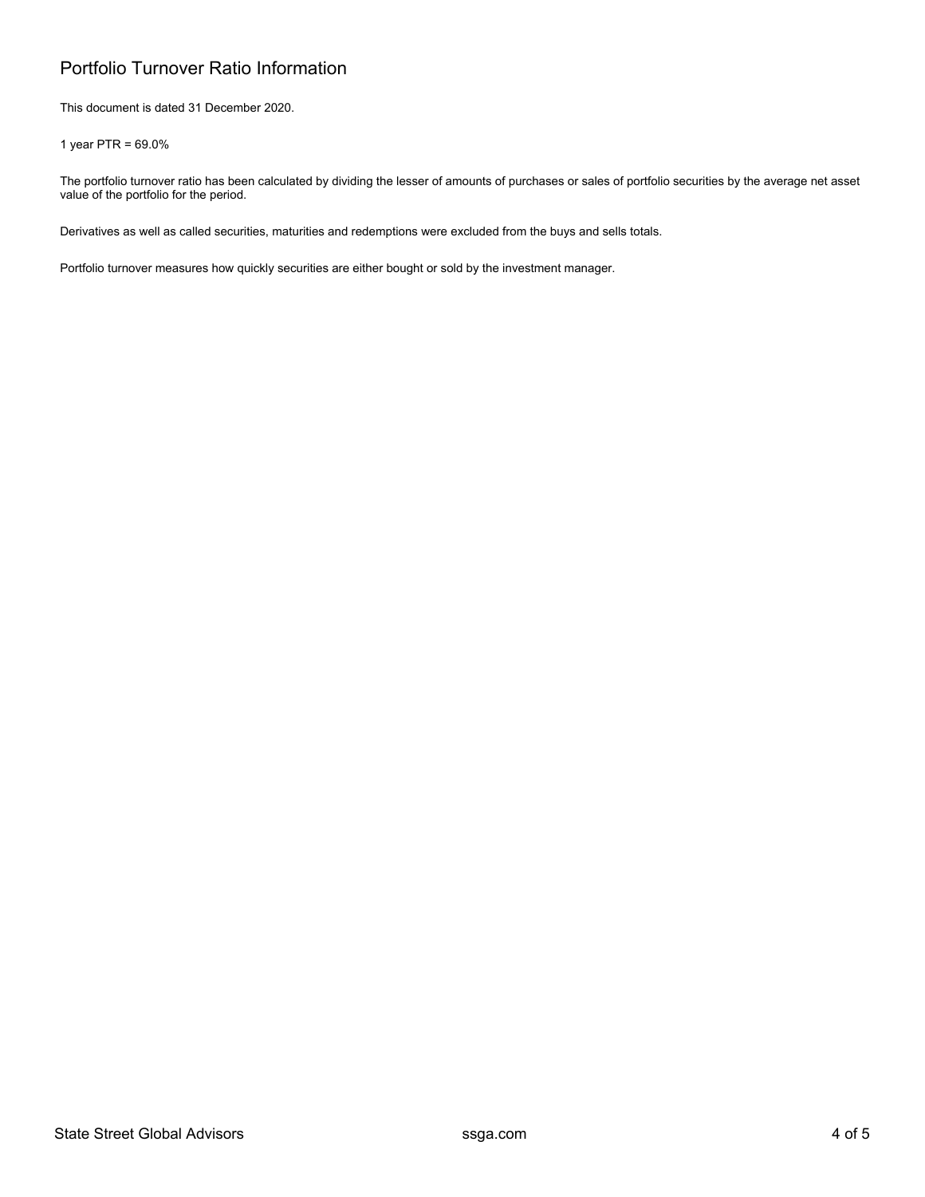## Portfolio Turnover Ratio Information

This document is dated 31 December 2020.

1 year PTR = 69.0%

The portfolio turnover ratio has been calculated by dividing the lesser of amounts of purchases or sales of portfolio securities by the average net asset value of the portfolio for the period.

Derivatives as well as called securities, maturities and redemptions were excluded from the buys and sells totals.

Portfolio turnover measures how quickly securities are either bought or sold by the investment manager.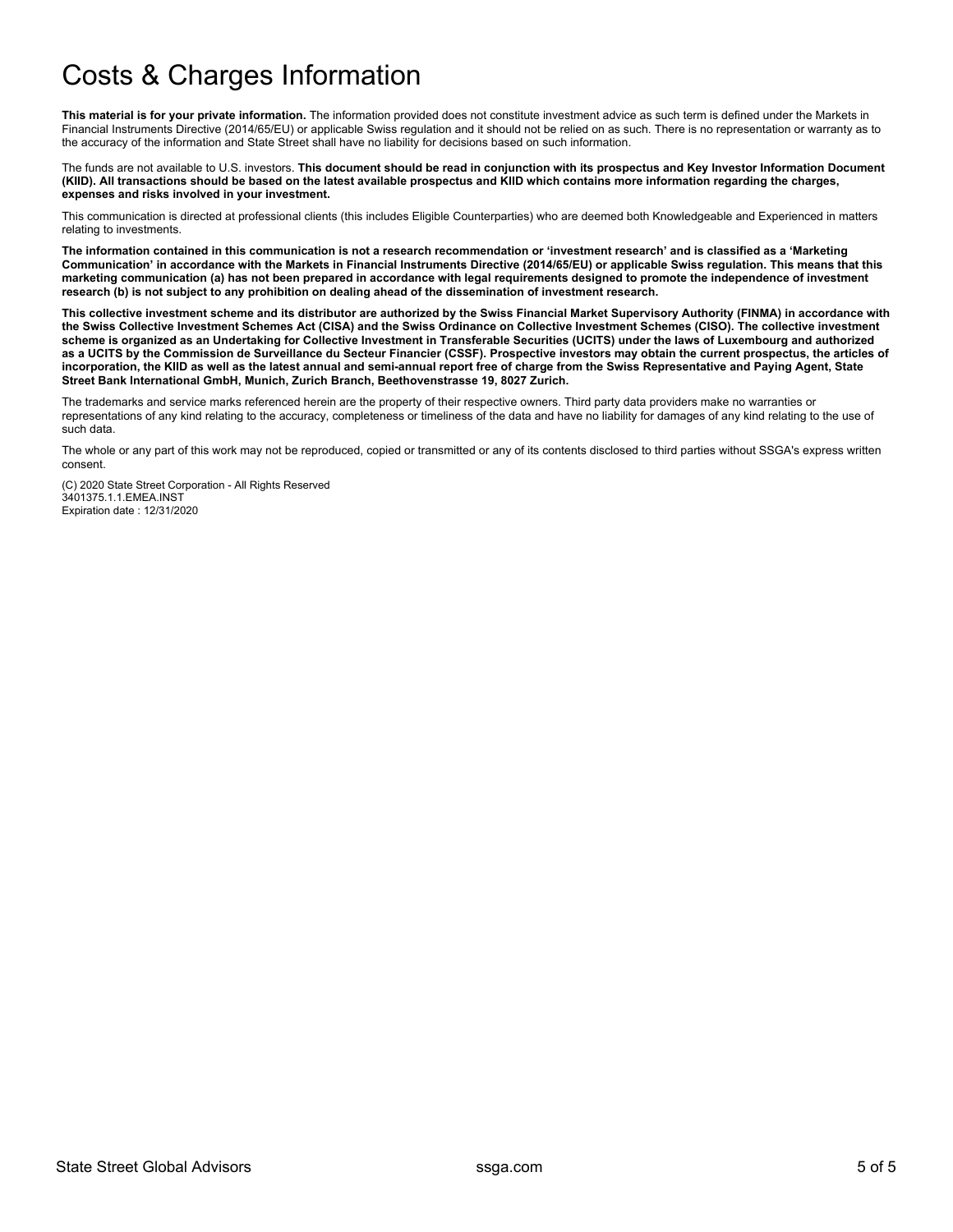# Costs & Charges Information

**This material is for your private information.** The information provided does not constitute investment advice as such term is defined under the Markets in Financial Instruments Directive (2014/65/EU) or applicable Swiss regulation and it should not be relied on as such. There is no representation or warranty as to the accuracy of the information and State Street shall have no liability for decisions based on such information.

The funds are not available to U.S. investors. **This document should be read in conjunction with its prospectus and Key Investor Information Document (KIID). All transactions should be based on the latest available prospectus and KIID which contains more information regarding the charges, expenses and risks involved in your investment.**

This communication is directed at professional clients (this includes Eligible Counterparties) who are deemed both Knowledgeable and Experienced in matters relating to investments.

**The information contained in this communication is not a research recommendation or 'investment research' and is classified as a 'Marketing Communication' in accordance with the Markets in Financial Instruments Directive (2014/65/EU) or applicable Swiss regulation. This means that this marketing communication (a) has not been prepared in accordance with legal requirements designed to promote the independence of investment research (b) is not subject to any prohibition on dealing ahead of the dissemination of investment research.**

**This collective investment scheme and its distributor are authorized by the Swiss Financial Market Supervisory Authority (FINMA) in accordance with the Swiss Collective Investment Schemes Act (CISA) and the Swiss Ordinance on Collective Investment Schemes (CISO). The collective investment scheme is organized as an Undertaking for Collective Investment in Transferable Securities (UCITS) under the laws of Luxembourg and authorized as a UCITS by the Commission de Surveillance du Secteur Financier (CSSF). Prospective investors may obtain the current prospectus, the articles of incorporation, the KIID as well as the latest annual and semi-annual report free of charge from the Swiss Representative and Paying Agent, State Street Bank International GmbH, Munich, Zurich Branch, Beethovenstrasse 19, 8027 Zurich.**

The trademarks and service marks referenced herein are the property of their respective owners. Third party data providers make no warranties or representations of any kind relating to the accuracy, completeness or timeliness of the data and have no liability for damages of any kind relating to the use of such data.

The whole or any part of this work may not be reproduced, copied or transmitted or any of its contents disclosed to third parties without SSGA's express written consent.

(C) 2020 State Street Corporation - All Rights Reserved
3401375.1.1.EMEA.INST
Expiration date : 12/31/2020